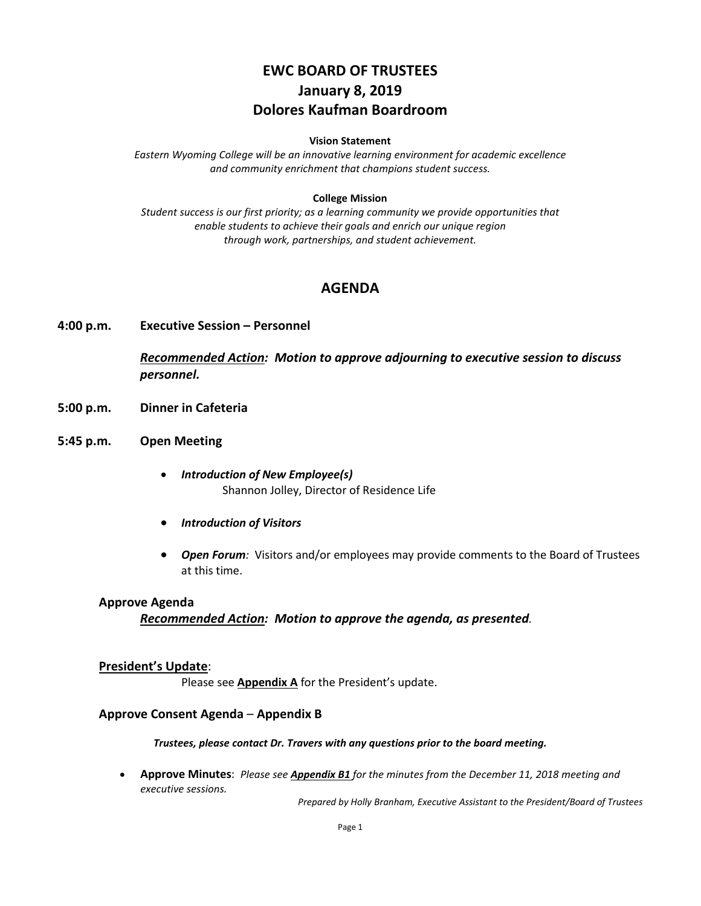# EWC BOARD OF TRUSTEES
# January 8, 2019
# Dolores Kaufman Boardroom

**Vision Statement**

*Eastern Wyoming College will be an innovative learning environment for academic excellence and community enrichment that champions student success.*

**College Mission**

*Student success is our first priority; as a learning community we provide opportunities that enable students to achieve their goals and enrich our unique region through work, partnerships, and student achievement.*

## AGENDA

**4:00 p.m. Executive Session – Personnel**

***Recommended Action**: Motion to approve adjourning to executive session to discuss personnel.*

**5:00 p.m. Dinner in Cafeteria**

**5:45 p.m. Open Meeting**

- ***Introduction of New Employee(s)***
  Shannon Jolley, Director of Residence Life
- ***Introduction of Visitors***
- ***Open Forum**:* Visitors and/or employees may provide comments to the Board of Trustees at this time.

### Approve Agenda

***Recommended Action**: Motion to approve the agenda, as presented.*

### President's Update:

Please see **Appendix A** for the President's update.

### Approve Consent Agenda – Appendix B

***Trustees, please contact Dr. Travers with any questions prior to the board meeting.***

- **Approve Minutes**: *Please see **Appendix B1** for the minutes from the December 11, 2018 meeting and executive sessions.*

*Prepared by Holly Branham, Executive Assistant to the President/Board of Trustees*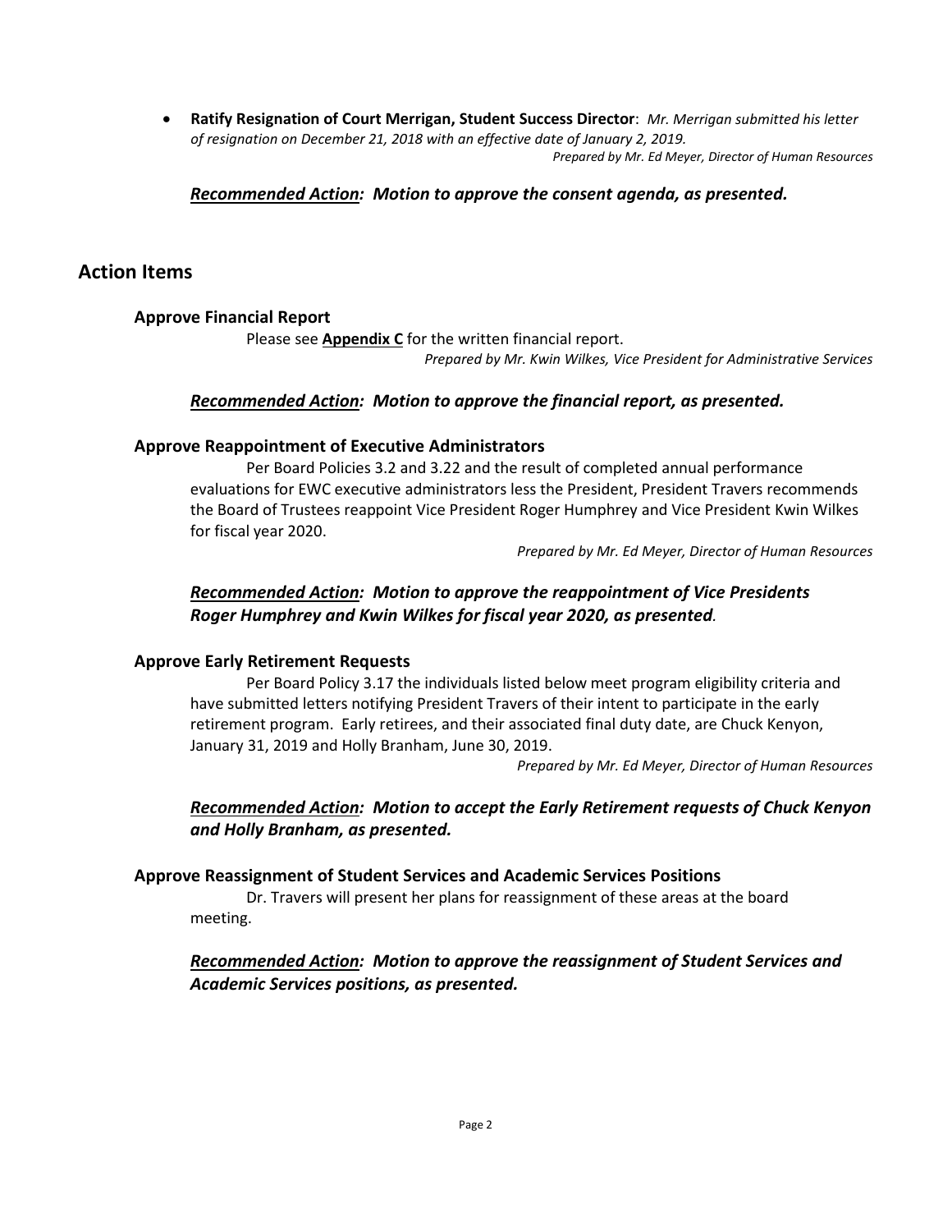- **Ratify Resignation of Court Merrigan, Student Success Director**: *Mr. Merrigan submitted his letter of resignation on December 21, 2018 with an effective date of January 2, 2019.*
  *Prepared by Mr. Ed Meyer, Director of Human Resources*

***Recommended Action*: Motion to approve the consent agenda, as presented.**

## Action Items

### Approve Financial Report

Please see **Appendix C** for the written financial report.

*Prepared by Mr. Kwin Wilkes, Vice President for Administrative Services*

***Recommended Action*: Motion to approve the financial report, as presented.**

### Approve Reappointment of Executive Administrators

Per Board Policies 3.2 and 3.22 and the result of completed annual performance evaluations for EWC executive administrators less the President, President Travers recommends the Board of Trustees reappoint Vice President Roger Humphrey and Vice President Kwin Wilkes for fiscal year 2020.

*Prepared by Mr. Ed Meyer, Director of Human Resources*

***Recommended Action*: Motion to approve the reappointment of Vice Presidents Roger Humphrey and Kwin Wilkes for fiscal year 2020, as presented.**

### Approve Early Retirement Requests

Per Board Policy 3.17 the individuals listed below meet program eligibility criteria and have submitted letters notifying President Travers of their intent to participate in the early retirement program. Early retirees, and their associated final duty date, are Chuck Kenyon, January 31, 2019 and Holly Branham, June 30, 2019.

*Prepared by Mr. Ed Meyer, Director of Human Resources*

***Recommended Action*: Motion to accept the Early Retirement requests of Chuck Kenyon and Holly Branham, as presented.**

### Approve Reassignment of Student Services and Academic Services Positions

Dr. Travers will present her plans for reassignment of these areas at the board meeting.

***Recommended Action*: Motion to approve the reassignment of Student Services and Academic Services positions, as presented.**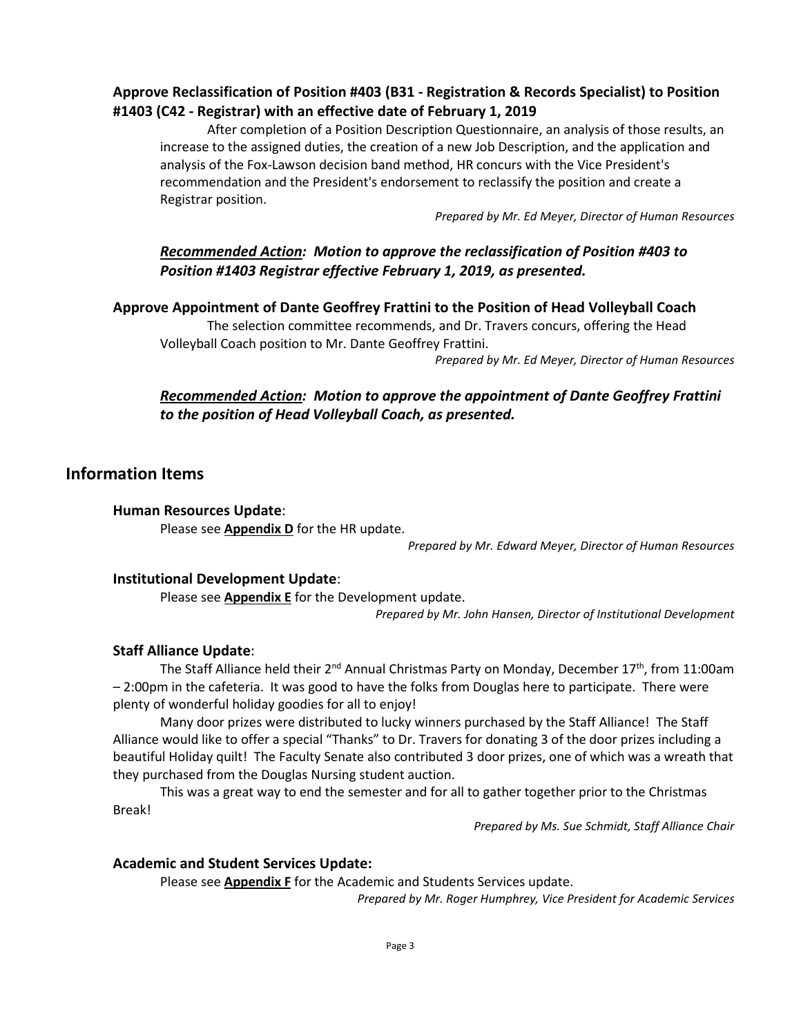### Approve Reclassification of Position #403 (B31 - Registration & Records Specialist) to Position #1403 (C42 - Registrar) with an effective date of February 1, 2019

After completion of a Position Description Questionnaire, an analysis of those results, an increase to the assigned duties, the creation of a new Job Description, and the application and analysis of the Fox-Lawson decision band method, HR concurs with the Vice President's recommendation and the President's endorsement to reclassify the position and create a Registrar position.

*Prepared by Mr. Ed Meyer, Director of Human Resources*

***<u>Recommended Action</u>: Motion to approve the reclassification of Position #403 to Position #1403 Registrar effective February 1, 2019, as presented.***

### Approve Appointment of Dante Geoffrey Frattini to the Position of Head Volleyball Coach

The selection committee recommends, and Dr. Travers concurs, offering the Head Volleyball Coach position to Mr. Dante Geoffrey Frattini.

*Prepared by Mr. Ed Meyer, Director of Human Resources*

***<u>Recommended Action</u>: Motion to approve the appointment of Dante Geoffrey Frattini to the position of Head Volleyball Coach, as presented.***

## Information Items

### Human Resources Update:

Please see **<u>Appendix D</u>** for the HR update.

*Prepared by Mr. Edward Meyer, Director of Human Resources*

### Institutional Development Update:

Please see **<u>Appendix E</u>** for the Development update.

*Prepared by Mr. John Hansen, Director of Institutional Development*

### Staff Alliance Update:

The Staff Alliance held their 2nd Annual Christmas Party on Monday, December 17th, from 11:00am – 2:00pm in the cafeteria. It was good to have the folks from Douglas here to participate. There were plenty of wonderful holiday goodies for all to enjoy!

Many door prizes were distributed to lucky winners purchased by the Staff Alliance! The Staff Alliance would like to offer a special "Thanks" to Dr. Travers for donating 3 of the door prizes including a beautiful Holiday quilt! The Faculty Senate also contributed 3 door prizes, one of which was a wreath that they purchased from the Douglas Nursing student auction.

This was a great way to end the semester and for all to gather together prior to the Christmas Break!

*Prepared by Ms. Sue Schmidt, Staff Alliance Chair*

### Academic and Student Services Update:

Please see **<u>Appendix F</u>** for the Academic and Students Services update.

*Prepared by Mr. Roger Humphrey, Vice President for Academic Services*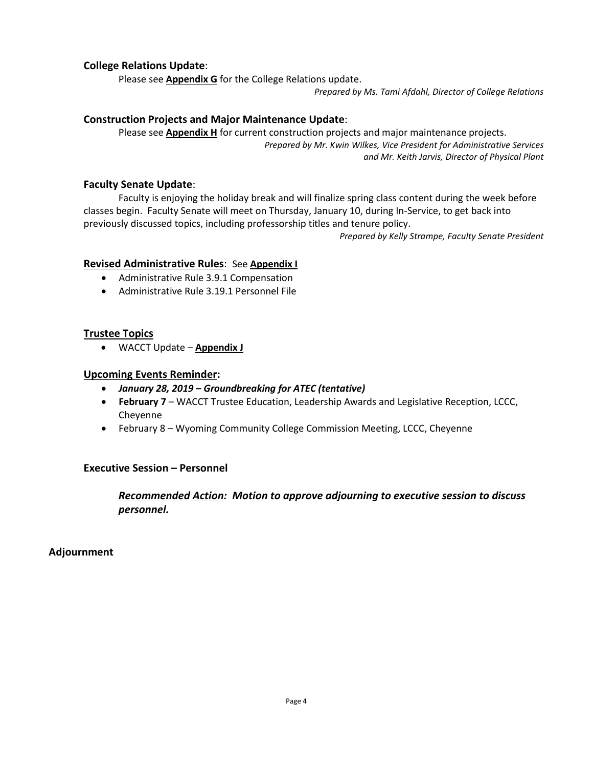### **College Relations Update**:

Please see **Appendix G** for the College Relations update.

*Prepared by Ms. Tami Afdahl, Director of College Relations*

### **Construction Projects and Major Maintenance Update**:

Please see **Appendix H** for current construction projects and major maintenance projects.

*Prepared by Mr. Kwin Wilkes, Vice President for Administrative Services and Mr. Keith Jarvis, Director of Physical Plant*

### **Faculty Senate Update**:

Faculty is enjoying the holiday break and will finalize spring class content during the week before classes begin. Faculty Senate will meet on Thursday, January 10, during In-Service, to get back into previously discussed topics, including professorship titles and tenure policy.

*Prepared by Kelly Strampe, Faculty Senate President*

### **Revised Administrative Rules**: See **Appendix I**

- Administrative Rule 3.9.1 Compensation
- Administrative Rule 3.19.1 Personnel File

### **Trustee Topics**

- WACCT Update – **Appendix J**

### **Upcoming Events Reminder:**

- ***January 28, 2019 – Groundbreaking for ATEC (tentative)***
- **February 7** – WACCT Trustee Education, Leadership Awards and Legislative Reception, LCCC, Cheyenne
- February 8 – Wyoming Community College Commission Meeting, LCCC, Cheyenne

### **Executive Session – Personnel**

***Recommended Action:* *Motion to approve adjourning to executive session to discuss personnel.***

## **Adjournment**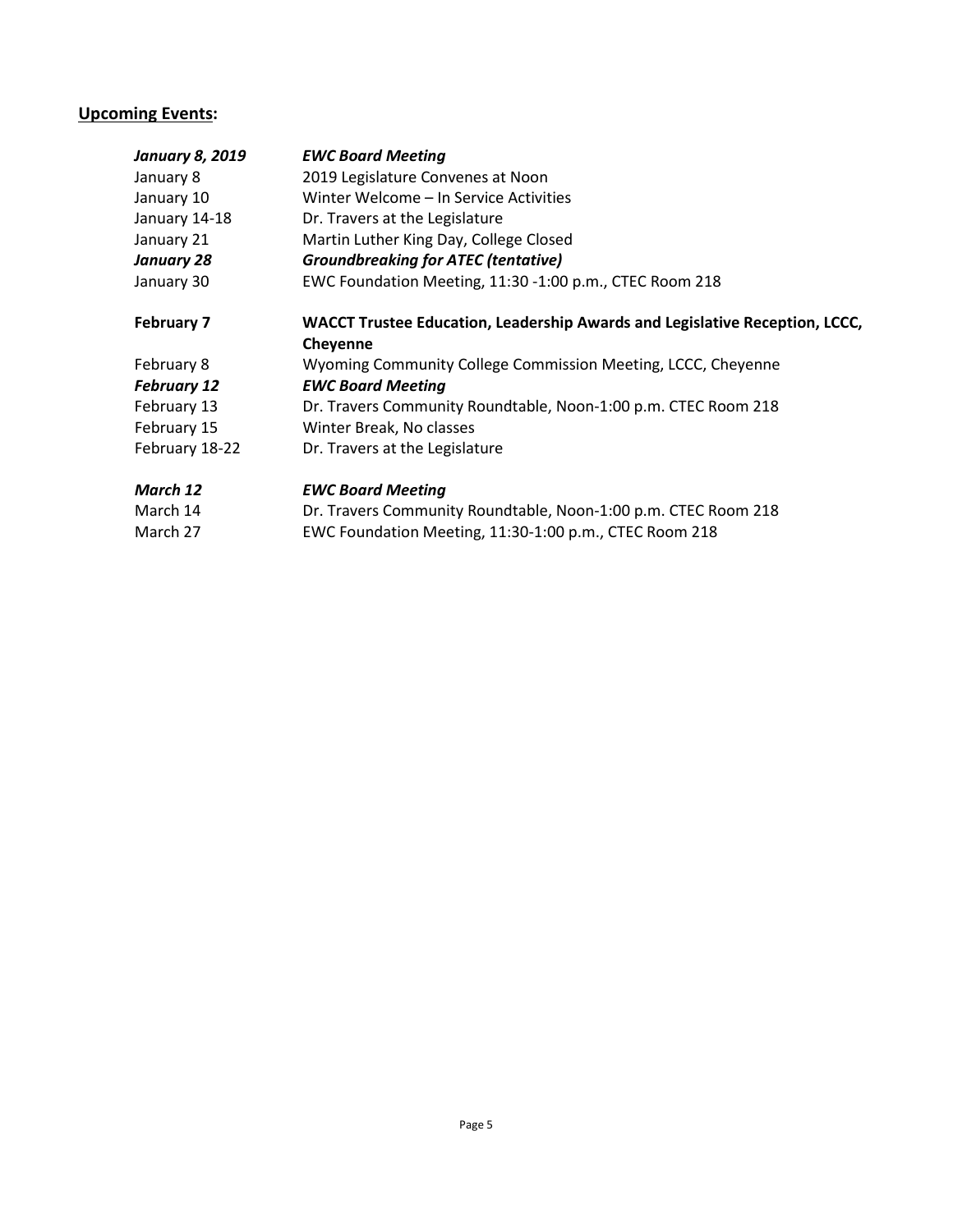**<u>Upcoming Events</u>:**

| | |
|---|---|
| ***January 8, 2019*** | ***EWC Board Meeting*** |
| January 8 | 2019 Legislature Convenes at Noon |
| January 10 | Winter Welcome – In Service Activities |
| January 14-18 | Dr. Travers at the Legislature |
| January 21 | Martin Luther King Day, College Closed |
| ***January 28*** | ***Groundbreaking for ATEC (tentative)*** |
| January 30 | EWC Foundation Meeting, 11:30 -1:00 p.m., CTEC Room 218 |
| **February 7** | **WACCT Trustee Education, Leadership Awards and Legislative Reception, LCCC, Cheyenne** |
| February 8 | Wyoming Community College Commission Meeting, LCCC, Cheyenne |
| ***February 12*** | ***EWC Board Meeting*** |
| February 13 | Dr. Travers Community Roundtable, Noon-1:00 p.m. CTEC Room 218 |
| February 15 | Winter Break, No classes |
| February 18-22 | Dr. Travers at the Legislature |
| ***March 12*** | ***EWC Board Meeting*** |
| March 14 | Dr. Travers Community Roundtable, Noon-1:00 p.m. CTEC Room 218 |
| March 27 | EWC Foundation Meeting, 11:30-1:00 p.m., CTEC Room 218 |